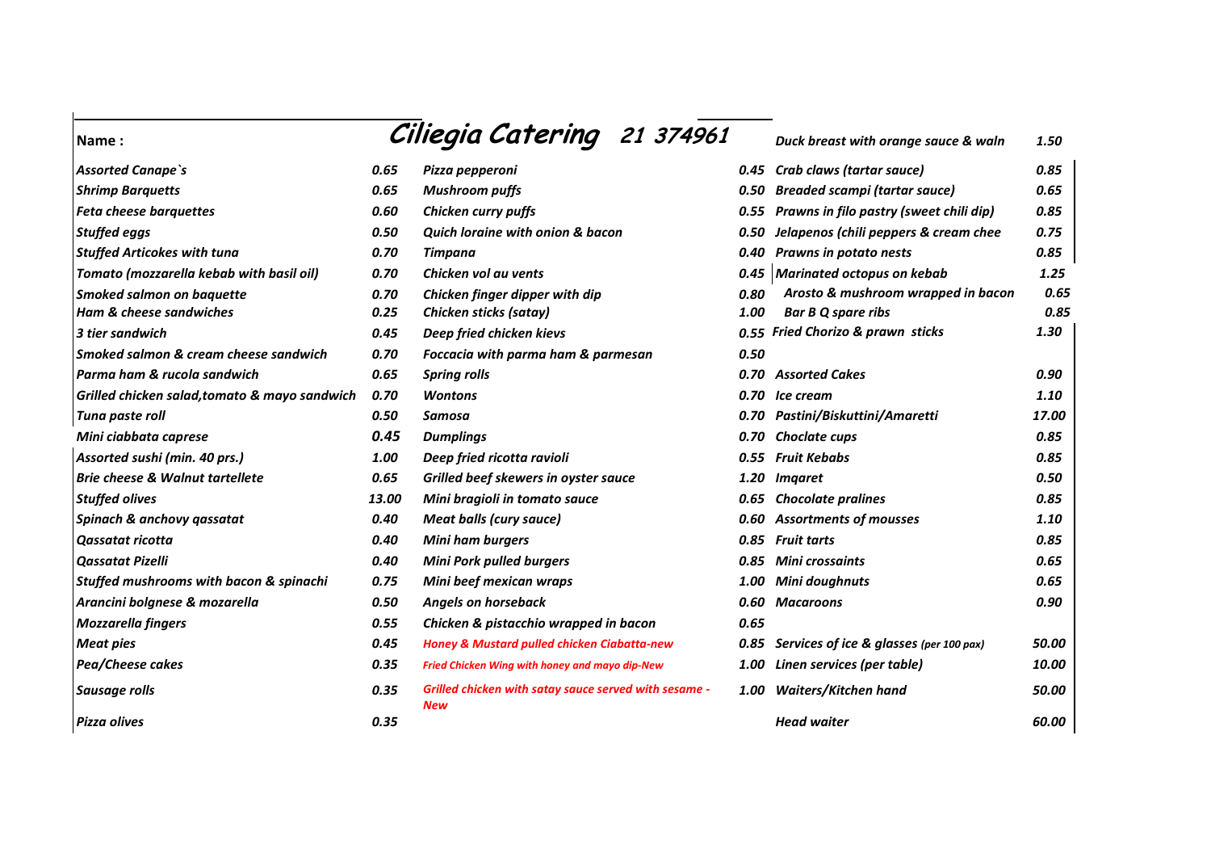# Ciliegia Catering 21 374961

Name :

| Item | Price |
|---|---|
| *Assorted Canape`s* | *0.65* |
| *Shrimp Barquetts* | *0.65* |
| *Feta cheese barquettes* | *0.60* |
| *Stuffed eggs* | *0.50* |
| *Stuffed Articokes with tuna* | *0.70* |
| *Tomato (mozzarella kebab with basil oil)* | *0.70* |
| *Smoked salmon on baquette* | *0.70* |
| *Ham & cheese sandwiches* | *0.25* |
| *3 tier sandwich* | *0.45* |
| *Smoked salmon & cream cheese sandwich* | *0.70* |
| *Parma ham & rucola sandwich* | *0.65* |
| *Grilled chicken salad,tomato & mayo sandwich* | *0.70* |
| *Tuna paste roll* | *0.50* |
| *Mini ciabbata caprese* | *0.45* |
| *Assorted sushi (min. 40 prs.)* | *1.00* |
| *Brie cheese & Walnut tartellete* | *0.65* |
| *Stuffed olives* | *13.00* |
| *Spinach & anchovy qassatat* | *0.40* |
| *Qassatat ricotta* | *0.40* |
| *Qassatat Pizelli* | *0.40* |
| *Stuffed mushrooms with bacon & spinachi* | *0.75* |
| *Arancini bolgnese & mozarella* | *0.50* |
| *Mozzarella fingers* | *0.55* |
| *Meat pies* | *0.45* |
| *Pea/Cheese cakes* | *0.35* |
| *Sausage rolls* | *0.35* |
| *Pizza olives* | *0.35* |
| *Pizza pepperoni* | *0.45* |
| *Mushroom puffs* | *0.50* |
| *Chicken curry puffs* | *0.55* |
| *Quich loraine with onion & bacon* | *0.50* |
| *Timpana* | *0.40* |
| *Chicken vol au vents* | *0.45* |
| *Chicken finger dipper with dip* | *0.80* |
| *Chicken sticks (satay)* | *1.00* |
| *Deep fried chicken kievs* | *0.55* |
| *Foccacia with parma ham & parmesan* | *0.50* |
| *Spring rolls* | *0.70* |
| *Wontons* | *0.70* |
| *Samosa* | *0.70* |
| *Dumplings* | *0.70* |
| *Deep fried ricotta ravioli* | *0.55* |
| *Grilled beef skewers in oyster sauce* | *1.20* |
| *Mini bragioli in tomato sauce* | *0.65* |
| *Meat balls (cury sauce)* | *0.60* |
| *Mini ham burgers* | *0.85* |
| *Mini Pork pulled burgers* | *0.85* |
| *Mini beef mexican wraps* | *1.00* |
| *Angels on horseback* | *0.60* |
| *Chicken & pistacchio wrapped in bacon* | *0.65* |
| *Honey & Mustard pulled chicken Ciabatta-new* | *0.85* |
| *Fried Chicken Wing with honey and mayo dip-New* | *1.00* |
| *Grilled chicken with satay sauce served with sesame - New* | *1.00* |
| *Duck breast with orange sauce & waln* | *1.50* |
| *Crab claws (tartar sauce)* | *0.85* |
| *Breaded scampi (tartar sauce)* | *0.65* |
| *Prawns in filo pastry (sweet chili dip)* | *0.85* |
| *Jelapenos (chili peppers & cream chee* | *0.75* |
| *Prawns in potato nests* | *0.85* |
| *Marinated octopus on kebab* | *1.25* |
| *Arosto & mushroom wrapped in bacon* | *0.65* |
| *Bar B Q spare ribs* | *0.85* |
| *Fried Chorizo & prawn sticks* | *1.30* |
| *Assorted Cakes* | *0.90* |
| *Ice cream* | *1.10* |
| *Pastini/Biskuttini/Amaretti* | *17.00* |
| *Choclate cups* | *0.85* |
| *Fruit Kebabs* | *0.85* |
| *Imqaret* | *0.50* |
| *Chocolate pralines* | *0.85* |
| *Assortments of mousses* | *1.10* |
| *Fruit tarts* | *0.85* |
| *Mini crossaints* | *0.65* |
| *Mini doughnuts* | *0.65* |
| *Macaroons* | *0.90* |
| *Services of ice & glasses (per 100 pax)* | *50.00* |
| *Linen services (per table)* | *10.00* |
| *Waiters/Kitchen hand* | *50.00* |
| *Head waiter* | *60.00* |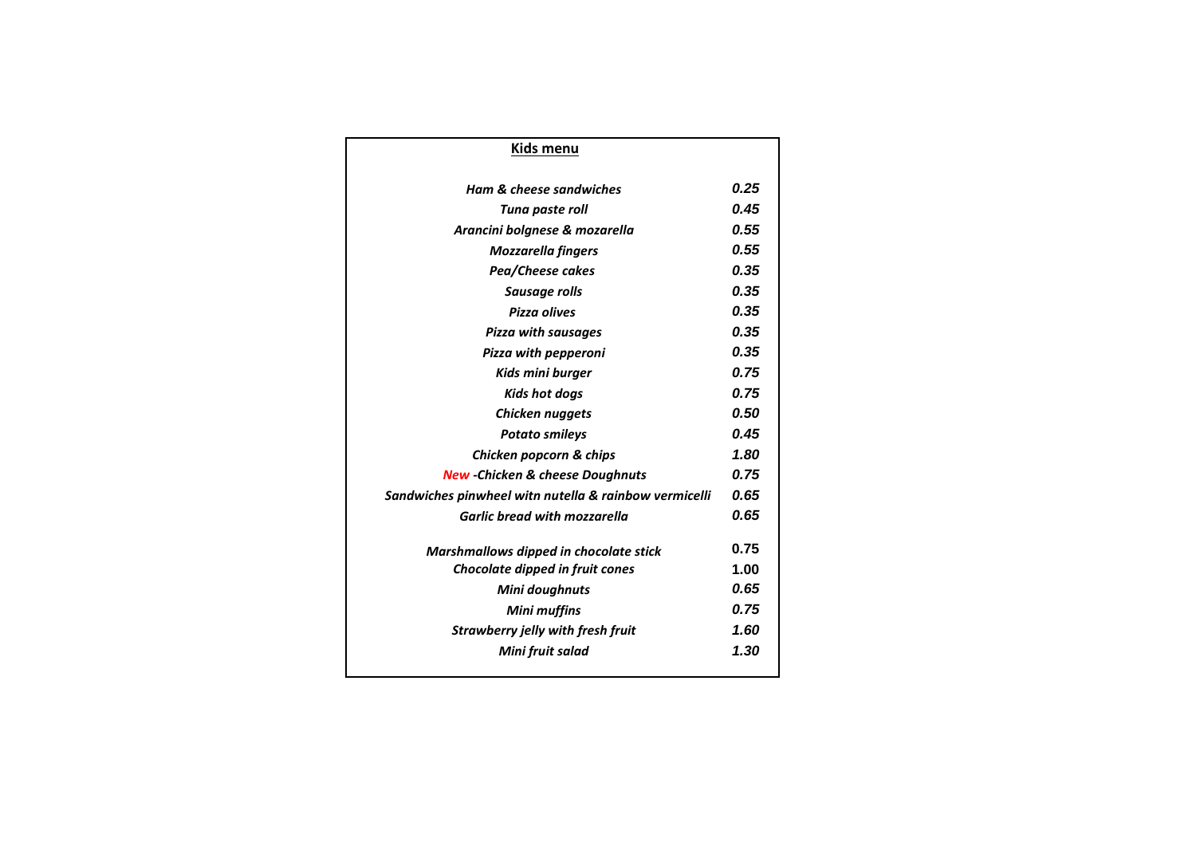## Kids menu

| | |
|---|---|
| *Ham & cheese sandwiches* | *0.25* |
| *Tuna paste roll* | *0.45* |
| *Arancini bolgnese & mozarella* | *0.55* |
| *Mozzarella fingers* | *0.55* |
| *Pea/Cheese cakes* | *0.35* |
| *Sausage rolls* | *0.35* |
| *Pizza olives* | *0.35* |
| *Pizza with sausages* | *0.35* |
| *Pizza with pepperoni* | *0.35* |
| *Kids mini burger* | *0.75* |
| *Kids hot dogs* | *0.75* |
| *Chicken nuggets* | *0.50* |
| *Potato smileys* | *0.45* |
| *Chicken popcorn & chips* | *1.80* |
| *New -Chicken & cheese Doughnuts* | *0.75* |
| *Sandwiches pinwheel witn nutella & rainbow vermicelli* | *0.65* |
| *Garlic bread with mozzarella* | *0.65* |
| *Marshmallows dipped in chocolate stick* | 0.75 |
| *Chocolate dipped in fruit cones* | 1.00 |
| *Mini doughnuts* | *0.65* |
| *Mini muffins* | *0.75* |
| *Strawberry jelly with fresh fruit* | *1.60* |
| *Mini fruit salad* | *1.30* |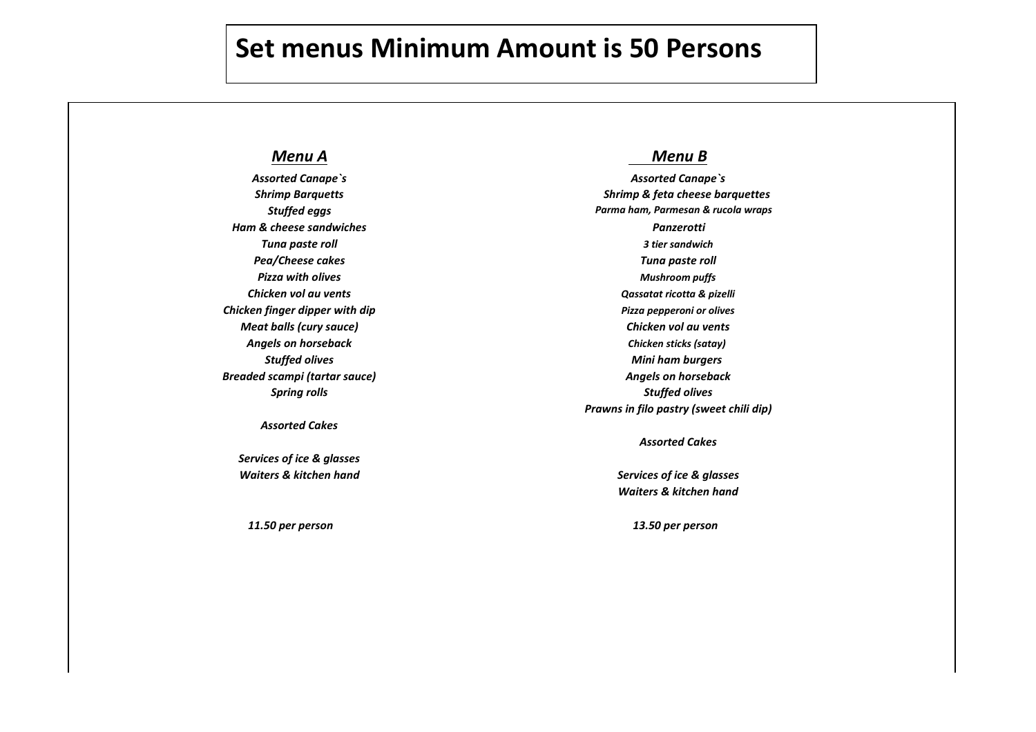# Set menus Minimum Amount is 50 Persons

## *Menu A*

*Assorted Canape`s*
*Shrimp Barquetts*
*Stuffed eggs*
*Ham & cheese sandwiches*
*Tuna paste roll*
*Pea/Cheese cakes*
*Pizza with olives*
*Chicken vol au vents*
*Chicken finger dipper with dip*
*Meat balls (cury sauce)*
*Angels on horseback*
*Stuffed olives*
*Breaded scampi (tartar sauce)*
*Spring rolls*

*Assorted Cakes*

*Services of ice & glasses*
*Waiters & kitchen hand*

*11.50 per person*

## *Menu B*

*Assorted Canape`s*
*Shrimp & feta cheese barquettes*
*Parma ham, Parmesan & rucola wraps*
*Panzerotti*
*3 tier sandwich*
*Tuna paste roll*
*Mushroom puffs*
*Qassatat ricotta & pizelli*
*Pizza pepperoni or olives*
*Chicken vol au vents*
*Chicken sticks (satay)*
*Mini ham burgers*
*Angels on horseback*
*Stuffed olives*
*Prawns in filo pastry (sweet chili dip)*

*Assorted Cakes*

*Services of ice & glasses*
*Waiters & kitchen hand*

*13.50 per person*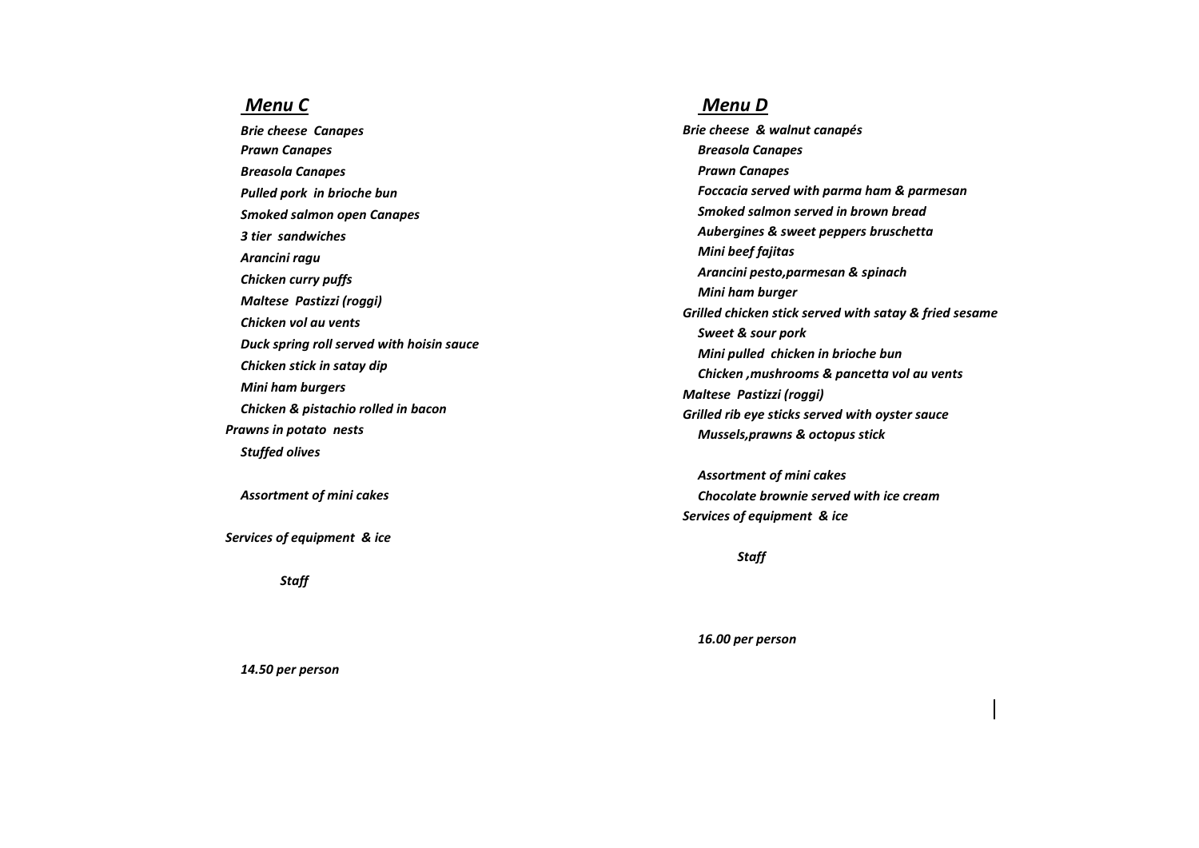## *Menu C*

*Brie cheese Canapes*
*Prawn Canapes*
*Breasola Canapes*
*Pulled pork in brioche bun*
*Smoked salmon open Canapes*
*3 tier sandwiches*
*Arancini ragu*
*Chicken curry puffs*
*Maltese Pastizzi (roggi)*
*Chicken vol au vents*
*Duck spring roll served with hoisin sauce*
*Chicken stick in satay dip*
*Mini ham burgers*
*Chicken & pistachio rolled in bacon*
*Prawns in potato nests*
*Stuffed olives*

*Assortment of mini cakes*

*Services of equipment & ice*

*Staff*

*14.50 per person*

## *Menu D*

*Brie cheese & walnut canapés*
*Breasola Canapes*
*Prawn Canapes*
*Foccacia served with parma ham & parmesan*
*Smoked salmon served in brown bread*
*Aubergines & sweet peppers bruschetta*
*Mini beef fajitas*
*Arancini pesto,parmesan & spinach*
*Mini ham burger*
*Grilled chicken stick served with satay & fried sesame*
*Sweet & sour pork*
*Mini pulled chicken in brioche bun*
*Chicken ,mushrooms & pancetta vol au vents*
*Maltese Pastizzi (roggi)*
*Grilled rib eye sticks served with oyster sauce*
*Mussels,prawns & octopus stick*

*Assortment of mini cakes*
*Chocolate brownie served with ice cream*
*Services of equipment & ice*

*Staff*

*16.00 per person*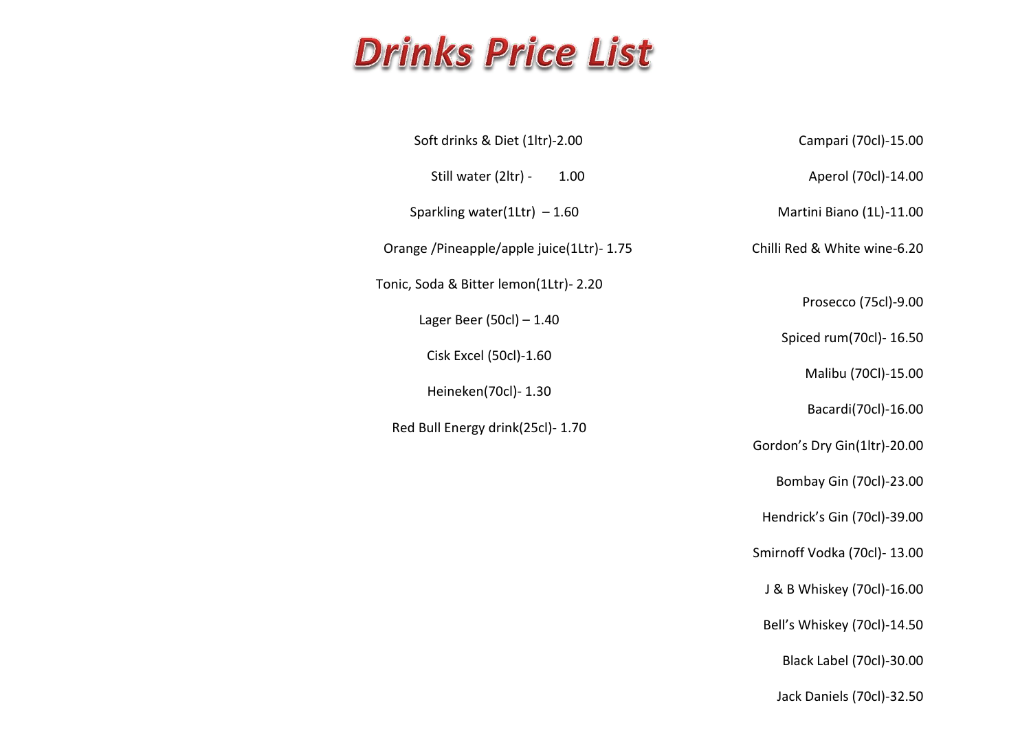# Drinks Price List

Soft drinks & Diet (1ltr)-2.00

Still water (2ltr) - 1.00

Sparkling water(1Ltr) – 1.60

Orange /Pineapple/apple juice(1Ltr)- 1.75

Tonic, Soda & Bitter lemon(1Ltr)- 2.20

Lager Beer (50cl) – 1.40

Cisk Excel (50cl)-1.60

Heineken(70cl)- 1.30

Red Bull Energy drink(25cl)- 1.70

Campari (70cl)-15.00

Aperol (70cl)-14.00

Martini Biano (1L)-11.00

Chilli Red & White wine-6.20

Prosecco (75cl)-9.00

Spiced rum(70cl)- 16.50

Malibu (70Cl)-15.00

Bacardi(70cl)-16.00

Gordon's Dry Gin(1ltr)-20.00

Bombay Gin (70cl)-23.00

Hendrick's Gin (70cl)-39.00

Smirnoff Vodka (70cl)- 13.00

J & B Whiskey (70cl)-16.00

Bell's Whiskey (70cl)-14.50

Black Label (70cl)-30.00

Jack Daniels (70cl)-32.50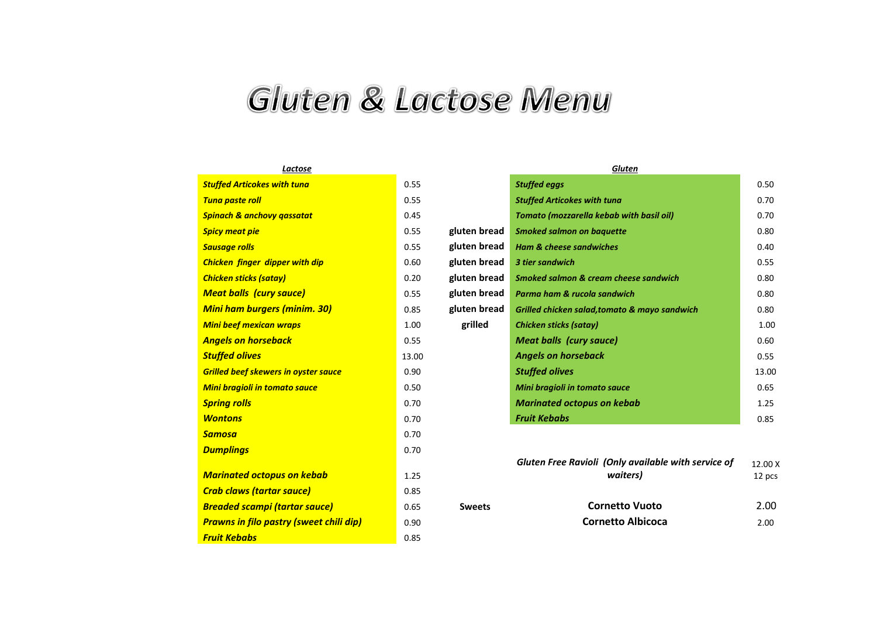# Gluten & Lactose Menu

| Lactose | | | Gluten | |
|---|---|---|---|---|
| *Stuffed Articokes with tuna* | 0.55 | | *Stuffed eggs* | 0.50 |
| *Tuna paste roll* | 0.55 | | *Stuffed Articokes with tuna* | 0.70 |
| *Spinach & anchovy qassatat* | 0.45 | | *Tomato (mozzarella kebab with basil oil)* | 0.70 |
| *Spicy meat pie* | 0.55 | **gluten bread** | *Smoked salmon on baquette* | 0.80 |
| *Sausage rolls* | 0.55 | **gluten bread** | *Ham & cheese sandwiches* | 0.40 |
| *Chicken finger dipper with dip* | 0.60 | **gluten bread** | *3 tier sandwich* | 0.55 |
| *Chicken sticks (satay)* | 0.20 | **gluten bread** | *Smoked salmon & cream cheese sandwich* | 0.80 |
| *Meat balls (cury sauce)* | 0.55 | **gluten bread** | *Parma ham & rucola sandwich* | 0.80 |
| *Mini ham burgers (minim. 30)* | 0.85 | **gluten bread** | *Grilled chicken salad,tomato & mayo sandwich* | 0.80 |
| *Mini beef mexican wraps* | 1.00 | **grilled** | *Chicken sticks (satay)* | 1.00 |
| *Angels on horseback* | 0.55 | | *Meat balls (cury sauce)* | 0.60 |
| *Stuffed olives* | 13.00 | | *Angels on horseback* | 0.55 |
| *Grilled beef skewers in oyster sauce* | 0.90 | | *Stuffed olives* | 13.00 |
| *Mini bragioli in tomato sauce* | 0.50 | | *Mini bragioli in tomato sauce* | 0.65 |
| *Spring rolls* | 0.70 | | *Marinated octopus on kebab* | 1.25 |
| *Wontons* | 0.70 | | *Fruit Kebabs* | 0.85 |
| *Samosa* | 0.70 | | | |
| *Dumplings* | 0.70 | | | |
| *Marinated octopus on kebab* | 1.25 | | *Gluten Free Ravioli (Only available with service of waiters)* | 12.00 X 12 pcs |
| *Crab claws (tartar sauce)* | 0.85 | | | |
| *Breaded scampi (tartar sauce)* | 0.65 | **Sweets** | **Cornetto Vuoto** | 2.00 |
| *Prawns in filo pastry (sweet chili dip)* | 0.90 | | **Cornetto Albicoca** | 2.00 |
| *Fruit Kebabs* | 0.85 | | | |